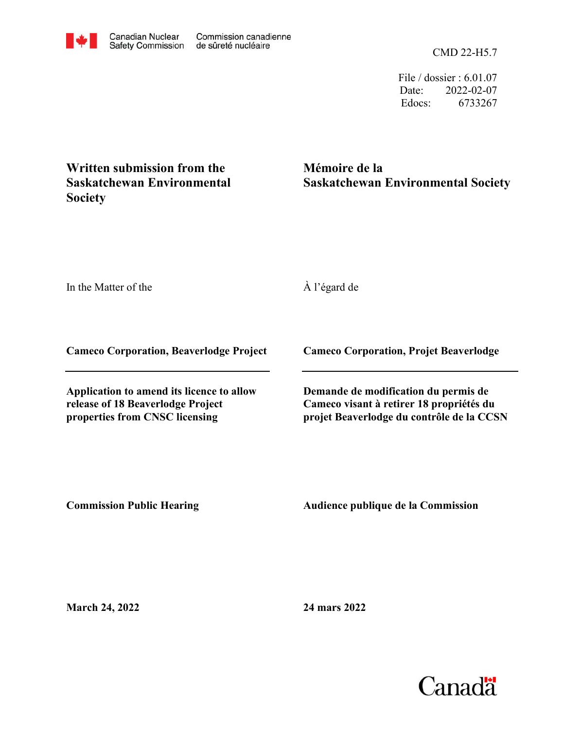Canadian Nuclear Safety Commission — Commission canadienne de sûreté nucléaire

CMD 22-H5.7

File / dossier : 6.01.07
Date: 2022-02-07
Edocs: 6733267

**Written submission from the Saskatchewan Environmental Society**

**Mémoire de la Saskatchewan Environmental Society**

In the Matter of the

À l'égard de

**Cameco Corporation, Beaverlodge Project**

**Cameco Corporation, Projet Beaverlodge**

**Application to amend its licence to allow release of 18 Beaverlodge Project properties from CNSC licensing**

**Demande de modification du permis de Cameco visant à retirer 18 propriétés du projet Beaverlodge du contrôle de la CCSN**

**Commission Public Hearing**

**Audience publique de la Commission**

**March 24, 2022**

**24 mars 2022**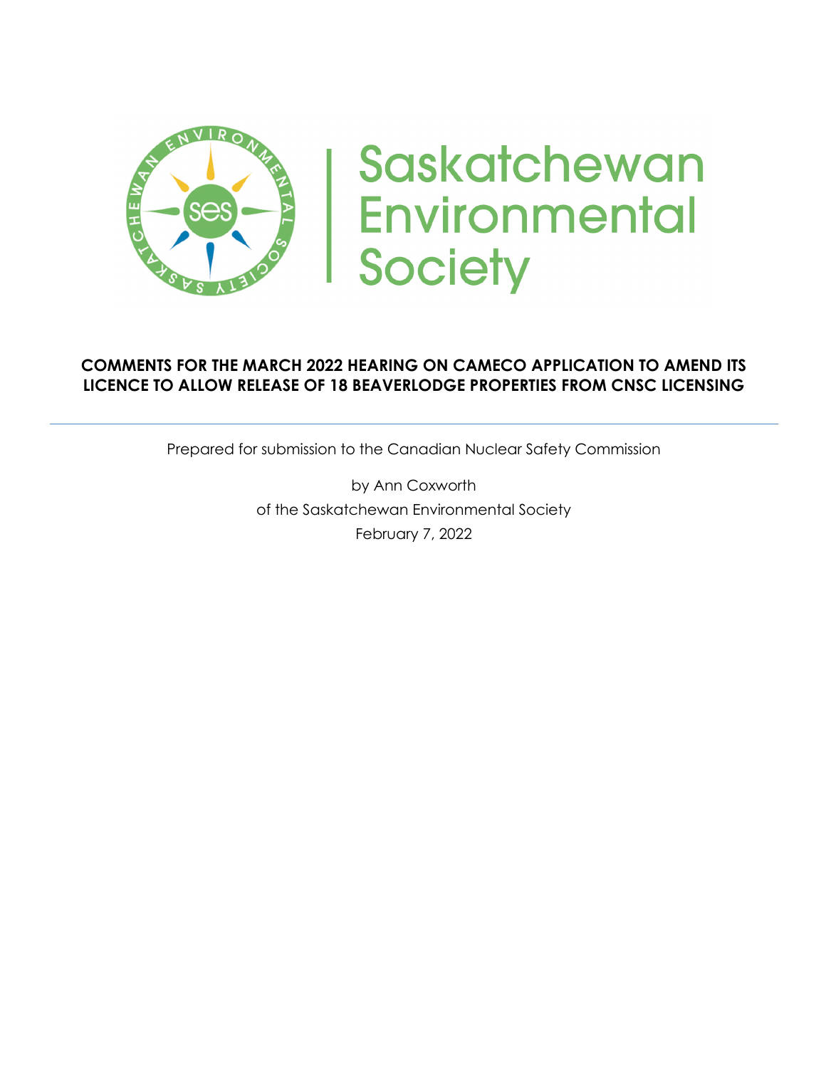# Saskatchewan Environmental Society

**COMMENTS FOR THE MARCH 2022 HEARING ON CAMECO APPLICATION TO AMEND ITS LICENCE TO ALLOW RELEASE OF 18 BEAVERLODGE PROPERTIES FROM CNSC LICENSING**

---

Prepared for submission to the Canadian Nuclear Safety Commission

by Ann Coxworth
of the Saskatchewan Environmental Society
February 7, 2022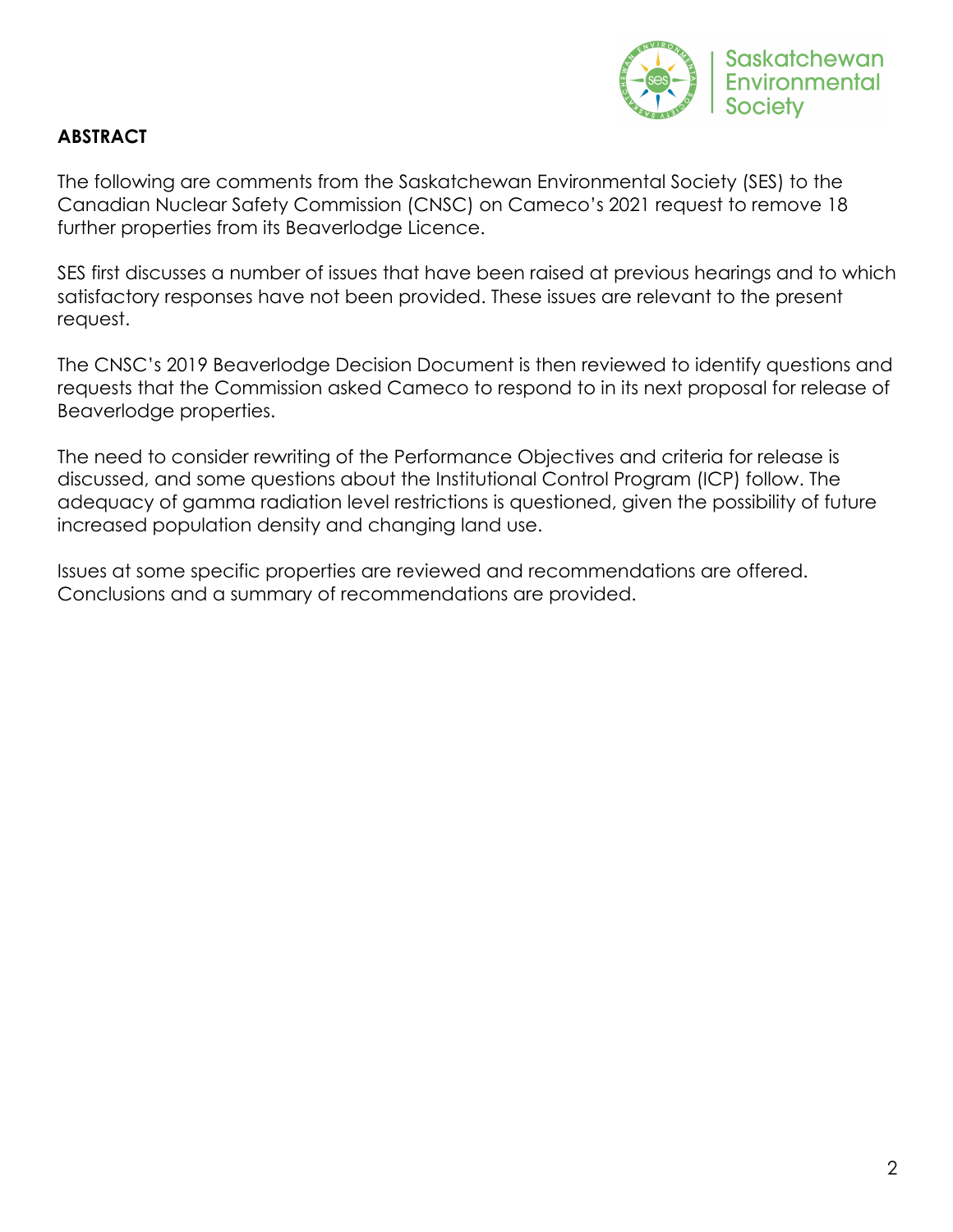**ABSTRACT**

The following are comments from the Saskatchewan Environmental Society (SES) to the Canadian Nuclear Safety Commission (CNSC) on Cameco's 2021 request to remove 18 further properties from its Beaverlodge Licence.

SES first discusses a number of issues that have been raised at previous hearings and to which satisfactory responses have not been provided. These issues are relevant to the present request.

The CNSC's 2019 Beaverlodge Decision Document is then reviewed to identify questions and requests that the Commission asked Cameco to respond to in its next proposal for release of Beaverlodge properties.

The need to consider rewriting of the Performance Objectives and criteria for release is discussed, and some questions about the Institutional Control Program (ICP) follow. The adequacy of gamma radiation level restrictions is questioned, given the possibility of future increased population density and changing land use.

Issues at some specific properties are reviewed and recommendations are offered. Conclusions and a summary of recommendations are provided.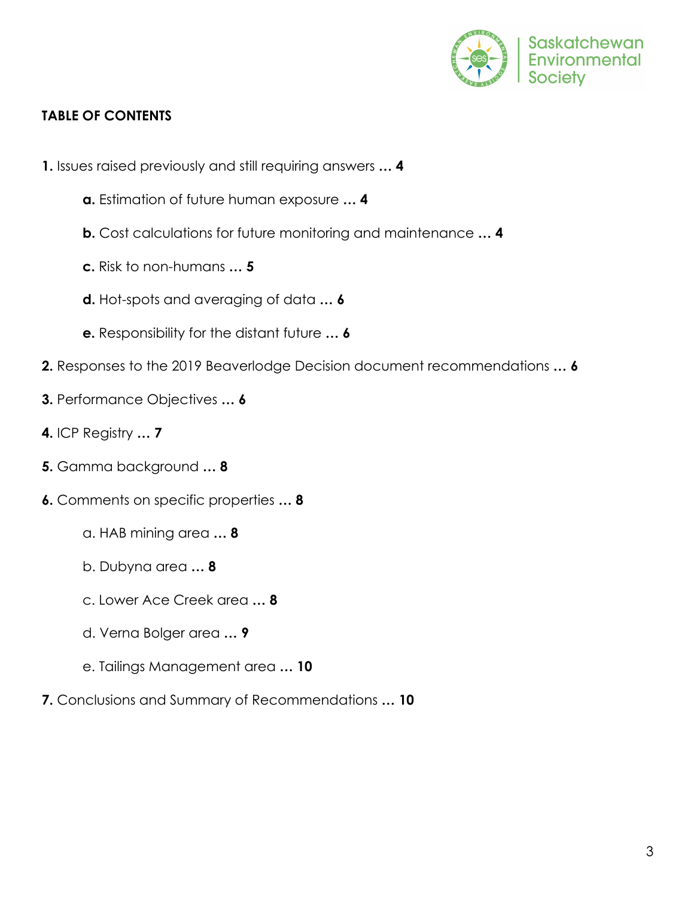**TABLE OF CONTENTS**

**1.** Issues raised previously and still requiring answers **... 4**

- **a.** Estimation of future human exposure **... 4**
- **b.** Cost calculations for future monitoring and maintenance **... 4**
- **c.** Risk to non-humans **... 5**
- **d.** Hot-spots and averaging of data **... 6**
- **e.** Responsibility for the distant future **... 6**

**2.** Responses to the 2019 Beaverlodge Decision document recommendations **... 6**

**3.** Performance Objectives **... 6**

**4.** ICP Registry **... 7**

**5.** Gamma background **... 8**

**6.** Comments on specific properties **... 8**

- a. HAB mining area **... 8**
- b. Dubyna area **... 8**
- c. Lower Ace Creek area **... 8**
- d. Verna Bolger area **... 9**
- e. Tailings Management area **... 10**

**7.** Conclusions and Summary of Recommendations **... 10**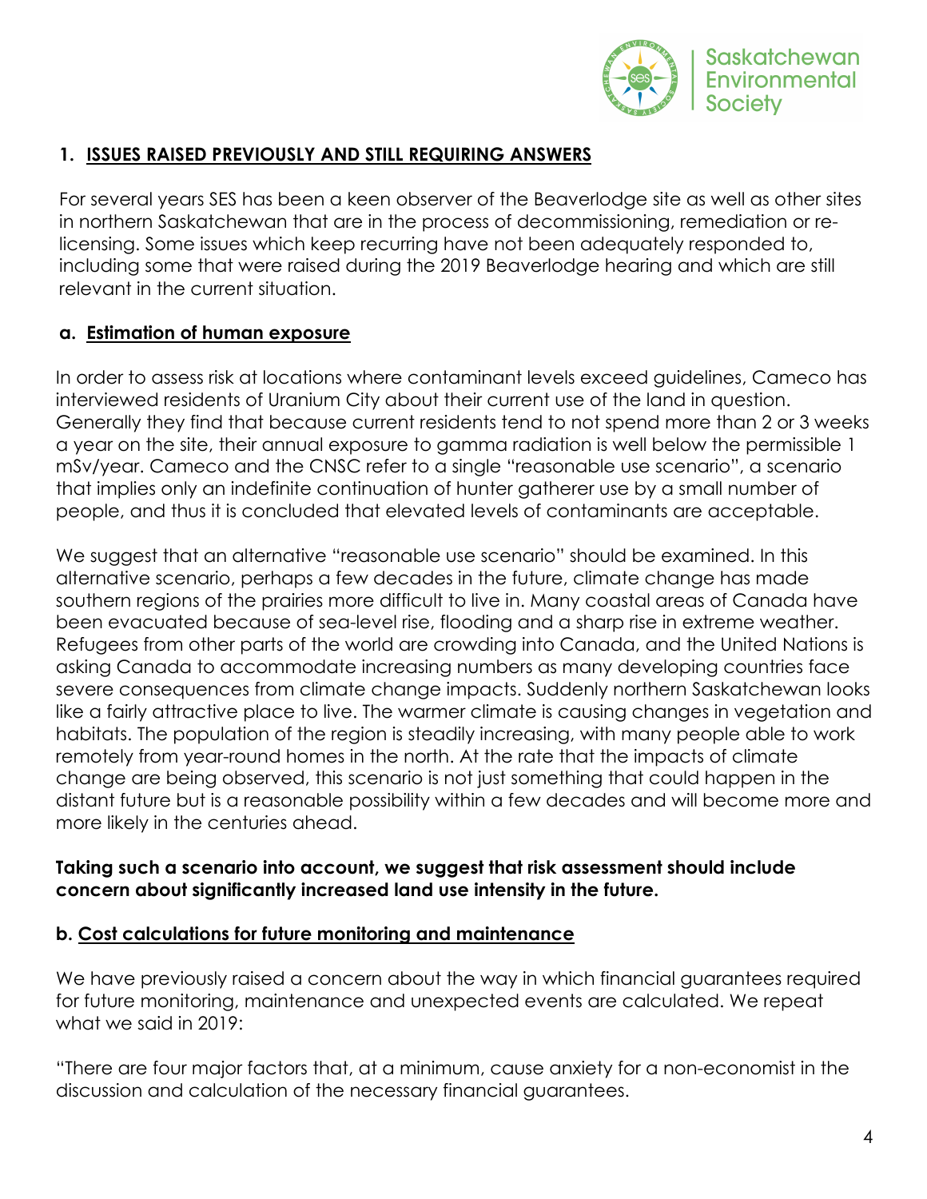## 1. ISSUES RAISED PREVIOUSLY AND STILL REQUIRING ANSWERS

For several years SES has been a keen observer of the Beaverlodge site as well as other sites in northern Saskatchewan that are in the process of decommissioning, remediation or re-licensing. Some issues which keep recurring have not been adequately responded to, including some that were raised during the 2019 Beaverlodge hearing and which are still relevant in the current situation.

### a. Estimation of human exposure

In order to assess risk at locations where contaminant levels exceed guidelines, Cameco has interviewed residents of Uranium City about their current use of the land in question. Generally they find that because current residents tend to not spend more than 2 or 3 weeks a year on the site, their annual exposure to gamma radiation is well below the permissible 1 mSv/year. Cameco and the CNSC refer to a single "reasonable use scenario", a scenario that implies only an indefinite continuation of hunter gatherer use by a small number of people, and thus it is concluded that elevated levels of contaminants are acceptable.

We suggest that an alternative "reasonable use scenario" should be examined. In this alternative scenario, perhaps a few decades in the future, climate change has made southern regions of the prairies more difficult to live in. Many coastal areas of Canada have been evacuated because of sea-level rise, flooding and a sharp rise in extreme weather. Refugees from other parts of the world are crowding into Canada, and the United Nations is asking Canada to accommodate increasing numbers as many developing countries face severe consequences from climate change impacts. Suddenly northern Saskatchewan looks like a fairly attractive place to live. The warmer climate is causing changes in vegetation and habitats. The population of the region is steadily increasing, with many people able to work remotely from year-round homes in the north. At the rate that the impacts of climate change are being observed, this scenario is not just something that could happen in the distant future but is a reasonable possibility within a few decades and will become more and more likely in the centuries ahead.

**Taking such a scenario into account, we suggest that risk assessment should include concern about significantly increased land use intensity in the future.**

### b. Cost calculations for future monitoring and maintenance

We have previously raised a concern about the way in which financial guarantees required for future monitoring, maintenance and unexpected events are calculated. We repeat what we said in 2019:

"There are four major factors that, at a minimum, cause anxiety for a non-economist in the discussion and calculation of the necessary financial guarantees.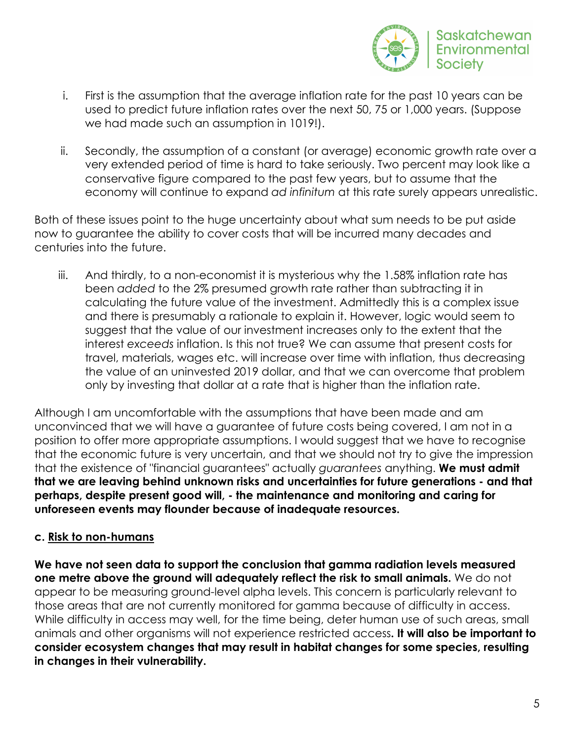i. First is the assumption that the average inflation rate for the past 10 years can be used to predict future inflation rates over the next 50, 75 or 1,000 years. (Suppose we had made such an assumption in 1019!).

ii. Secondly, the assumption of a constant (or average) economic growth rate over a very extended period of time is hard to take seriously. Two percent may look like a conservative figure compared to the past few years, but to assume that the economy will continue to expand *ad infinitum* at this rate surely appears unrealistic.

Both of these issues point to the huge uncertainty about what sum needs to be put aside now to guarantee the ability to cover costs that will be incurred many decades and centuries into the future.

iii. And thirdly, to a non-economist it is mysterious why the 1.58% inflation rate has been *added* to the 2% presumed growth rate rather than subtracting it in calculating the future value of the investment. Admittedly this is a complex issue and there is presumably a rationale to explain it. However, logic would seem to suggest that the value of our investment increases only to the extent that the interest *exceeds* inflation. Is this not true? We can assume that present costs for travel, materials, wages etc. will increase over time with inflation, thus decreasing the value of an uninvested 2019 dollar, and that we can overcome that problem only by investing that dollar at a rate that is higher than the inflation rate.

Although I am uncomfortable with the assumptions that have been made and am unconvinced that we will have a guarantee of future costs being covered, I am not in a position to offer more appropriate assumptions. I would suggest that we have to recognise that the economic future is very uncertain, and that we should not try to give the impression that the existence of "financial guarantees" actually *guarantees* anything. **We must admit that we are leaving behind unknown risks and uncertainties for future generations - and that perhaps, despite present good will, - the maintenance and monitoring and caring for unforeseen events may flounder because of inadequate resources.**

### c. Risk to non-humans

**We have not seen data to support the conclusion that gamma radiation levels measured one metre above the ground will adequately reflect the risk to small animals.** We do not appear to be measuring ground-level alpha levels. This concern is particularly relevant to those areas that are not currently monitored for gamma because of difficulty in access. While difficulty in access may well, for the time being, deter human use of such areas, small animals and other organisms will not experience restricted access**. It will also be important to consider ecosystem changes that may result in habitat changes for some species, resulting in changes in their vulnerability.**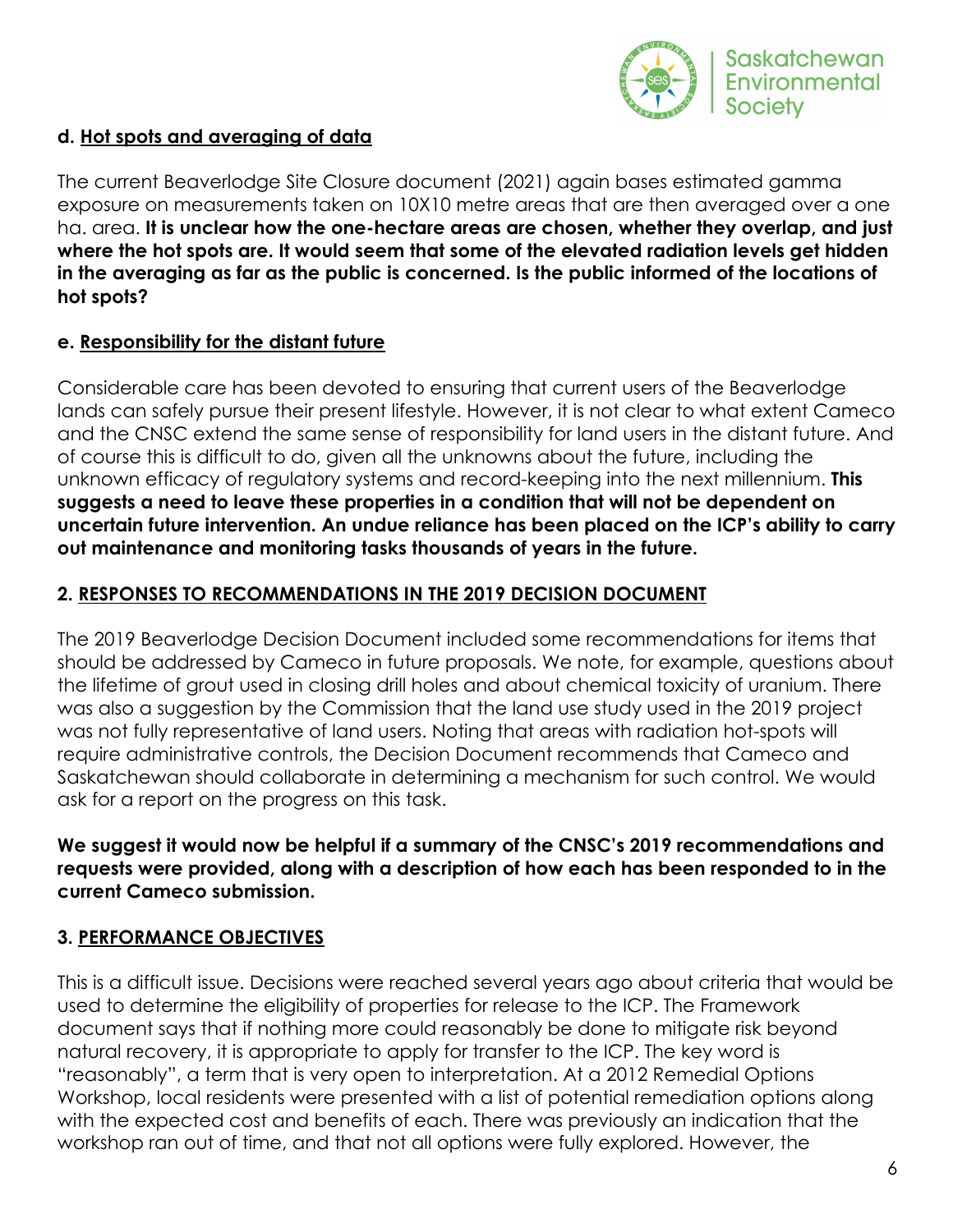**d. <u>Hot spots and averaging of data</u>**

The current Beaverlodge Site Closure document (2021) again bases estimated gamma exposure on measurements taken on 10X10 metre areas that are then averaged over a one ha. area. **It is unclear how the one-hectare areas are chosen, whether they overlap, and just where the hot spots are. It would seem that some of the elevated radiation levels get hidden in the averaging as far as the public is concerned. Is the public informed of the locations of hot spots?**

**e. <u>Responsibility for the distant future</u>**

Considerable care has been devoted to ensuring that current users of the Beaverlodge lands can safely pursue their present lifestyle. However, it is not clear to what extent Cameco and the CNSC extend the same sense of responsibility for land users in the distant future. And of course this is difficult to do, given all the unknowns about the future, including the unknown efficacy of regulatory systems and record-keeping into the next millennium. **This suggests a need to leave these properties in a condition that will not be dependent on uncertain future intervention. An undue reliance has been placed on the ICP's ability to carry out maintenance and monitoring tasks thousands of years in the future.**

## 2. <u>RESPONSES TO RECOMMENDATIONS IN THE 2019 DECISION DOCUMENT</u>

The 2019 Beaverlodge Decision Document included some recommendations for items that should be addressed by Cameco in future proposals. We note, for example, questions about the lifetime of grout used in closing drill holes and about chemical toxicity of uranium. There was also a suggestion by the Commission that the land use study used in the 2019 project was not fully representative of land users. Noting that areas with radiation hot-spots will require administrative controls, the Decision Document recommends that Cameco and Saskatchewan should collaborate in determining a mechanism for such control. We would ask for a report on the progress on this task.

**We suggest it would now be helpful if a summary of the CNSC's 2019 recommendations and requests were provided, along with a description of how each has been responded to in the current Cameco submission.**

## 3. <u>PERFORMANCE OBJECTIVES</u>

This is a difficult issue. Decisions were reached several years ago about criteria that would be used to determine the eligibility of properties for release to the ICP. The Framework document says that if nothing more could reasonably be done to mitigate risk beyond natural recovery, it is appropriate to apply for transfer to the ICP. The key word is "reasonably", a term that is very open to interpretation. At a 2012 Remedial Options Workshop, local residents were presented with a list of potential remediation options along with the expected cost and benefits of each. There was previously an indication that the workshop ran out of time, and that not all options were fully explored. However, the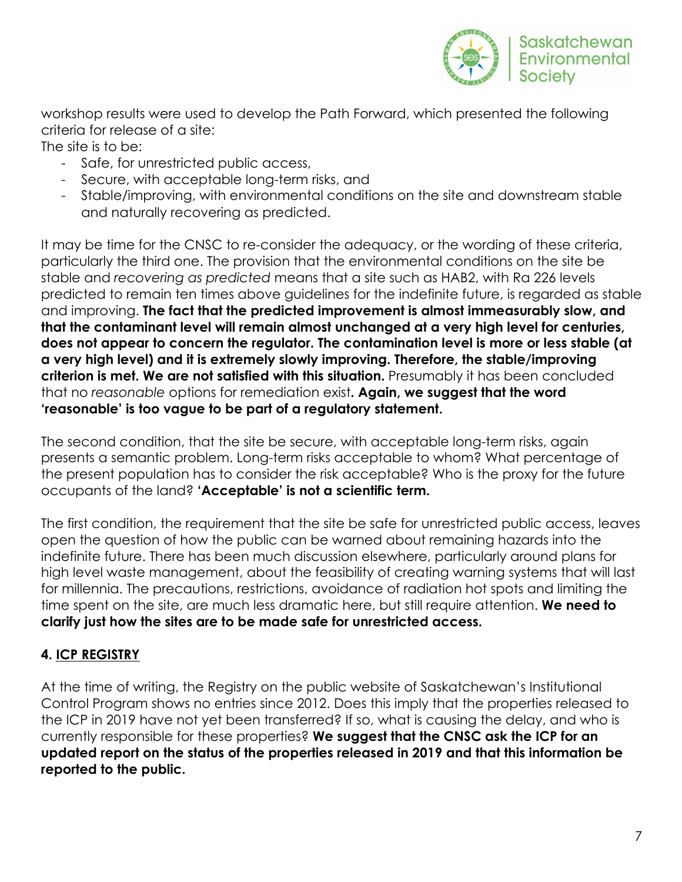workshop results were used to develop the Path Forward, which presented the following criteria for release of a site:

The site is to be:

- Safe, for unrestricted public access,
- Secure, with acceptable long-term risks, and
- Stable/improving, with environmental conditions on the site and downstream stable and naturally recovering as predicted.

It may be time for the CNSC to re-consider the adequacy, or the wording of these criteria, particularly the third one. The provision that the environmental conditions on the site be stable and *recovering as predicted* means that a site such as HAB2, with Ra 226 levels predicted to remain ten times above guidelines for the indefinite future, is regarded as stable and improving. **The fact that the predicted improvement is almost immeasurably slow, and that the contaminant level will remain almost unchanged at a very high level for centuries, does not appear to concern the regulator. The contamination level is more or less stable (at a very high level) and it is extremely slowly improving. Therefore, the stable/improving criterion is met. We are not satisfied with this situation.** Presumably it has been concluded that no *reasonable* options for remediation exist**. Again, we suggest that the word 'reasonable' is too vague to be part of a regulatory statement.**

The second condition, that the site be secure, with acceptable long-term risks, again presents a semantic problem. Long-term risks acceptable to whom? What percentage of the present population has to consider the risk acceptable? Who is the proxy for the future occupants of the land? **'Acceptable' is not a scientific term.**

The first condition, the requirement that the site be safe for unrestricted public access, leaves open the question of how the public can be warned about remaining hazards into the indefinite future. There has been much discussion elsewhere, particularly around plans for high level waste management, about the feasibility of creating warning systems that will last for millennia. The precautions, restrictions, avoidance of radiation hot spots and limiting the time spent on the site, are much less dramatic here, but still require attention. **We need to clarify just how the sites are to be made safe for unrestricted access.**

## 4. ICP REGISTRY

At the time of writing, the Registry on the public website of Saskatchewan's Institutional Control Program shows no entries since 2012. Does this imply that the properties released to the ICP in 2019 have not yet been transferred? If so, what is causing the delay, and who is currently responsible for these properties? **We suggest that the CNSC ask the ICP for an updated report on the status of the properties released in 2019 and that this information be reported to the public.**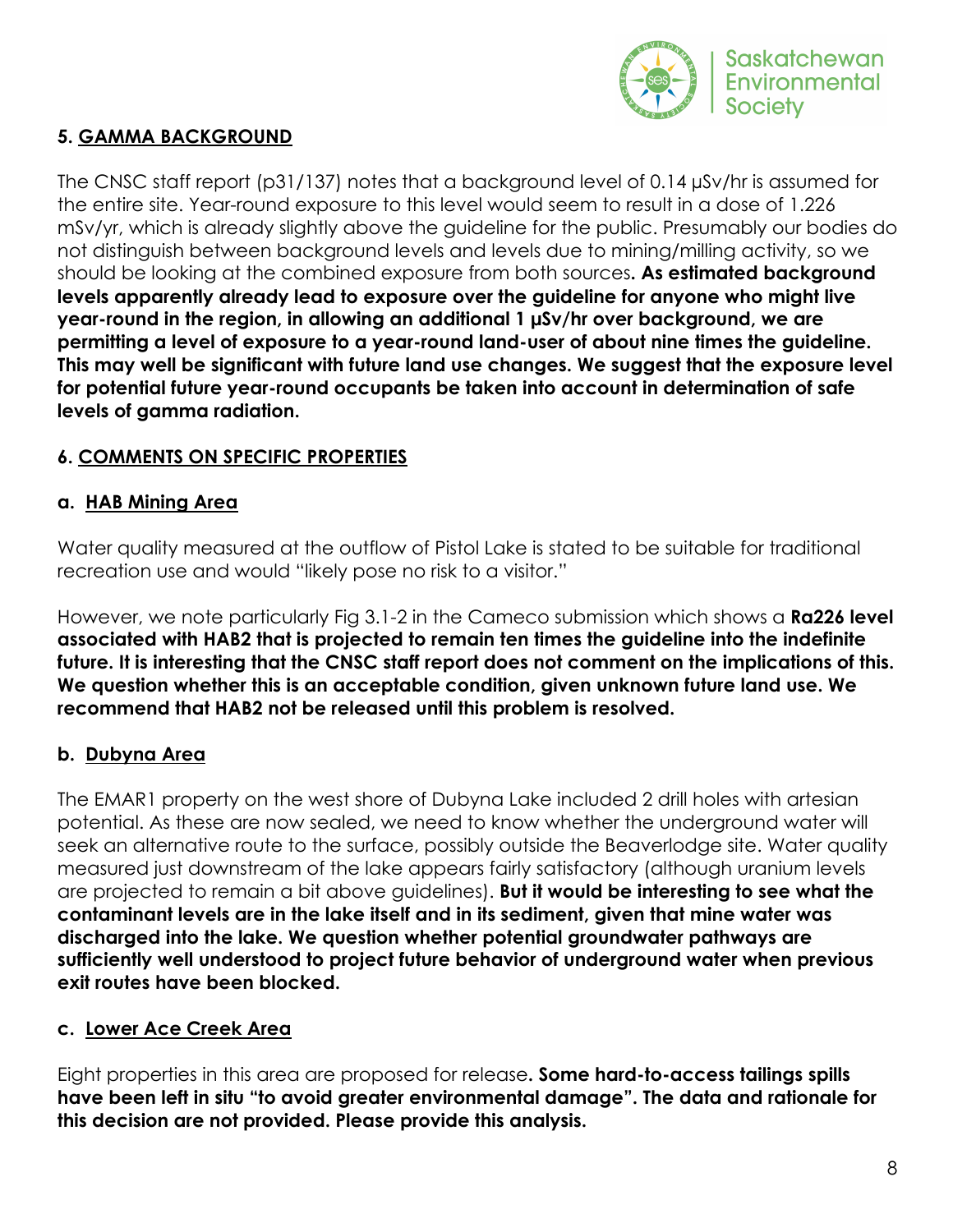## 5. GAMMA BACKGROUND

The CNSC staff report (p31/137) notes that a background level of 0.14 μSv/hr is assumed for the entire site. Year-round exposure to this level would seem to result in a dose of 1.226 mSv/yr, which is already slightly above the guideline for the public. Presumably our bodies do not distinguish between background levels and levels due to mining/milling activity, so we should be looking at the combined exposure from both sources. **As estimated background levels apparently already lead to exposure over the guideline for anyone who might live year-round in the region, in allowing an additional 1 μSv/hr over background, we are permitting a level of exposure to a year-round land-user of about nine times the guideline. This may well be significant with future land use changes. We suggest that the exposure level for potential future year-round occupants be taken into account in determination of safe levels of gamma radiation.**

## 6. COMMENTS ON SPECIFIC PROPERTIES

### a. HAB Mining Area

Water quality measured at the outflow of Pistol Lake is stated to be suitable for traditional recreation use and would "likely pose no risk to a visitor."

However, we note particularly Fig 3.1-2 in the Cameco submission which shows a **Ra226 level associated with HAB2 that is projected to remain ten times the guideline into the indefinite future. It is interesting that the CNSC staff report does not comment on the implications of this. We question whether this is an acceptable condition, given unknown future land use. We recommend that HAB2 not be released until this problem is resolved.**

### b. Dubyna Area

The EMAR1 property on the west shore of Dubyna Lake included 2 drill holes with artesian potential. As these are now sealed, we need to know whether the underground water will seek an alternative route to the surface, possibly outside the Beaverlodge site. Water quality measured just downstream of the lake appears fairly satisfactory (although uranium levels are projected to remain a bit above guidelines). **But it would be interesting to see what the contaminant levels are in the lake itself and in its sediment, given that mine water was discharged into the lake. We question whether potential groundwater pathways are sufficiently well understood to project future behavior of underground water when previous exit routes have been blocked.**

### c. Lower Ace Creek Area

Eight properties in this area are proposed for release. **Some hard-to-access tailings spills have been left in situ "to avoid greater environmental damage". The data and rationale for this decision are not provided. Please provide this analysis.**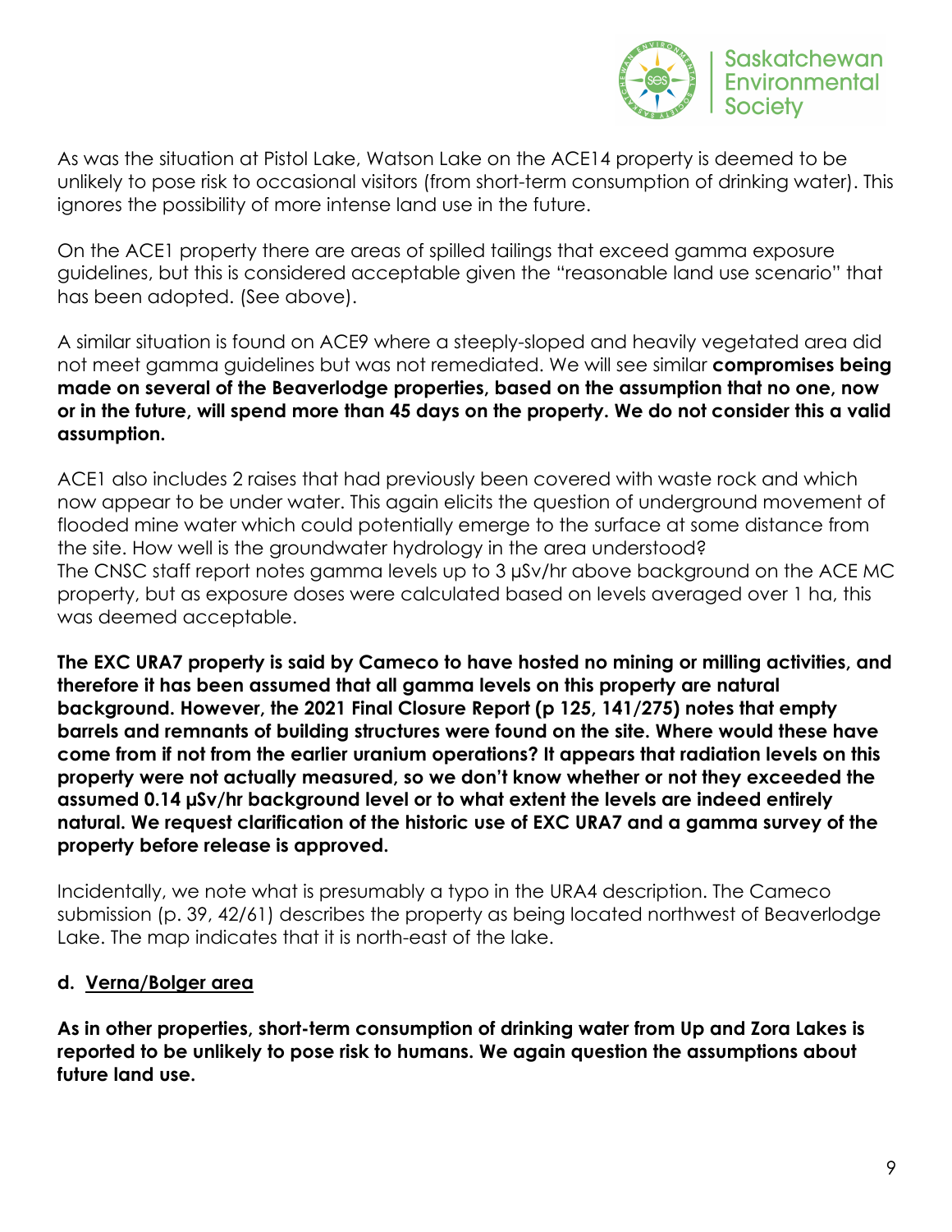As was the situation at Pistol Lake, Watson Lake on the ACE14 property is deemed to be unlikely to pose risk to occasional visitors (from short-term consumption of drinking water). This ignores the possibility of more intense land use in the future.

On the ACE1 property there are areas of spilled tailings that exceed gamma exposure guidelines, but this is considered acceptable given the "reasonable land use scenario" that has been adopted. (See above).

A similar situation is found on ACE9 where a steeply-sloped and heavily vegetated area did not meet gamma guidelines but was not remediated. We will see similar **compromises being made on several of the Beaverlodge properties, based on the assumption that no one, now or in the future, will spend more than 45 days on the property. We do not consider this a valid assumption.**

ACE1 also includes 2 raises that had previously been covered with waste rock and which now appear to be under water. This again elicits the question of underground movement of flooded mine water which could potentially emerge to the surface at some distance from the site. How well is the groundwater hydrology in the area understood?
The CNSC staff report notes gamma levels up to 3 μSv/hr above background on the ACE MC property, but as exposure doses were calculated based on levels averaged over 1 ha, this was deemed acceptable.

**The EXC URA7 property is said by Cameco to have hosted no mining or milling activities, and therefore it has been assumed that all gamma levels on this property are natural background. However, the 2021 Final Closure Report (p 125, 141/275) notes that empty barrels and remnants of building structures were found on the site. Where would these have come from if not from the earlier uranium operations? It appears that radiation levels on this property were not actually measured, so we don't know whether or not they exceeded the assumed 0.14 μSv/hr background level or to what extent the levels are indeed entirely natural. We request clarification of the historic use of EXC URA7 and a gamma survey of the property before release is approved.**

Incidentally, we note what is presumably a typo in the URA4 description. The Cameco submission (p. 39, 42/61) describes the property as being located northwest of Beaverlodge Lake. The map indicates that it is north-east of the lake.

### d. <u>Verna/Bolger area</u>

**As in other properties, short-term consumption of drinking water from Up and Zora Lakes is reported to be unlikely to pose risk to humans. We again question the assumptions about future land use.**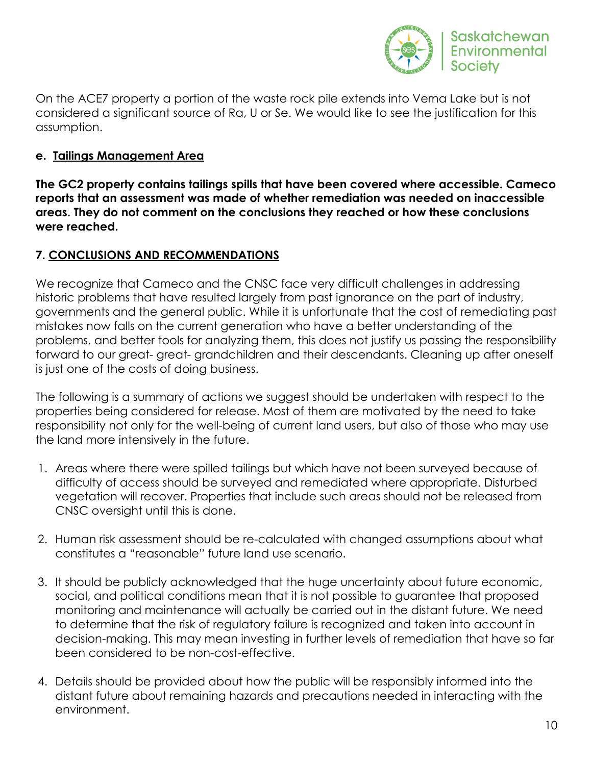On the ACE7 property a portion of the waste rock pile extends into Verna Lake but is not considered a significant source of Ra, U or Se. We would like to see the justification for this assumption.

### e. Tailings Management Area

**The GC2 property contains tailings spills that have been covered where accessible. Cameco reports that an assessment was made of whether remediation was needed on inaccessible areas. They do not comment on the conclusions they reached or how these conclusions were reached.**

## 7. CONCLUSIONS AND RECOMMENDATIONS

We recognize that Cameco and the CNSC face very difficult challenges in addressing historic problems that have resulted largely from past ignorance on the part of industry, governments and the general public. While it is unfortunate that the cost of remediating past mistakes now falls on the current generation who have a better understanding of the problems, and better tools for analyzing them, this does not justify us passing the responsibility forward to our great- great- grandchildren and their descendants. Cleaning up after oneself is just one of the costs of doing business.

The following is a summary of actions we suggest should be undertaken with respect to the properties being considered for release. Most of them are motivated by the need to take responsibility not only for the well-being of current land users, but also of those who may use the land more intensively in the future.

1. Areas where there were spilled tailings but which have not been surveyed because of difficulty of access should be surveyed and remediated where appropriate. Disturbed vegetation will recover. Properties that include such areas should not be released from CNSC oversight until this is done.

2. Human risk assessment should be re-calculated with changed assumptions about what constitutes a "reasonable" future land use scenario.

3. It should be publicly acknowledged that the huge uncertainty about future economic, social, and political conditions mean that it is not possible to guarantee that proposed monitoring and maintenance will actually be carried out in the distant future. We need to determine that the risk of regulatory failure is recognized and taken into account in decision-making. This may mean investing in further levels of remediation that have so far been considered to be non-cost-effective.

4. Details should be provided about how the public will be responsibly informed into the distant future about remaining hazards and precautions needed in interacting with the environment.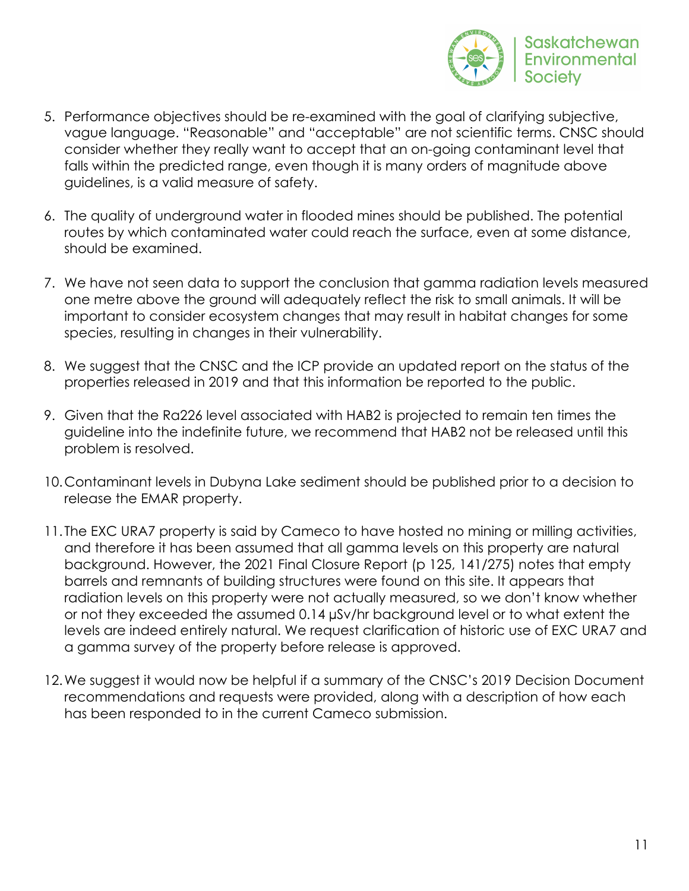5. Performance objectives should be re-examined with the goal of clarifying subjective, vague language. "Reasonable" and "acceptable" are not scientific terms. CNSC should consider whether they really want to accept that an on-going contaminant level that falls within the predicted range, even though it is many orders of magnitude above guidelines, is a valid measure of safety.

6. The quality of underground water in flooded mines should be published. The potential routes by which contaminated water could reach the surface, even at some distance, should be examined.

7. We have not seen data to support the conclusion that gamma radiation levels measured one metre above the ground will adequately reflect the risk to small animals. It will be important to consider ecosystem changes that may result in habitat changes for some species, resulting in changes in their vulnerability.

8. We suggest that the CNSC and the ICP provide an updated report on the status of the properties released in 2019 and that this information be reported to the public.

9. Given that the Ra226 level associated with HAB2 is projected to remain ten times the guideline into the indefinite future, we recommend that HAB2 not be released until this problem is resolved.

10. Contaminant levels in Dubyna Lake sediment should be published prior to a decision to release the EMAR property.

11. The EXC URA7 property is said by Cameco to have hosted no mining or milling activities, and therefore it has been assumed that all gamma levels on this property are natural background. However, the 2021 Final Closure Report (p 125, 141/275) notes that empty barrels and remnants of building structures were found on this site. It appears that radiation levels on this property were not actually measured, so we don't know whether or not they exceeded the assumed 0.14 µSv/hr background level or to what extent the levels are indeed entirely natural. We request clarification of historic use of EXC URA7 and a gamma survey of the property before release is approved.

12. We suggest it would now be helpful if a summary of the CNSC's 2019 Decision Document recommendations and requests were provided, along with a description of how each has been responded to in the current Cameco submission.